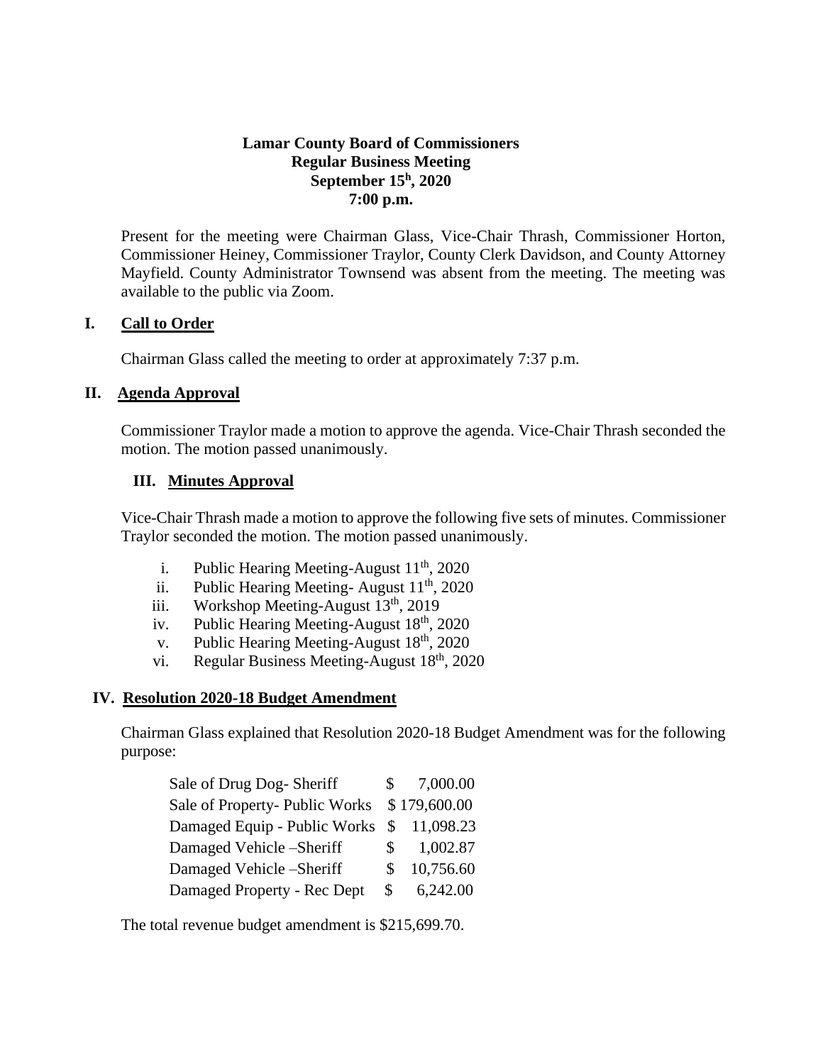**Lamar County Board of Commissioners**
**Regular Business Meeting**
**September 15h, 2020**
**7:00 p.m.**

Present for the meeting were Chairman Glass, Vice-Chair Thrash, Commissioner Horton, Commissioner Heiney, Commissioner Traylor, County Clerk Davidson, and County Attorney Mayfield. County Administrator Townsend was absent from the meeting. The meeting was available to the public via Zoom.

## I. Call to Order

Chairman Glass called the meeting to order at approximately 7:37 p.m.

## II. Agenda Approval

Commissioner Traylor made a motion to approve the agenda. Vice-Chair Thrash seconded the motion. The motion passed unanimously.

## III. Minutes Approval

Vice-Chair Thrash made a motion to approve the following five sets of minutes. Commissioner Traylor seconded the motion. The motion passed unanimously.

i. Public Hearing Meeting-August 11th, 2020
ii. Public Hearing Meeting- August 11th, 2020
iii. Workshop Meeting-August 13th, 2019
iv. Public Hearing Meeting-August 18th, 2020
v. Public Hearing Meeting-August 18th, 2020
vi. Regular Business Meeting-August 18th, 2020

## IV. Resolution 2020-18 Budget Amendment

Chairman Glass explained that Resolution 2020-18 Budget Amendment was for the following purpose:

| | |
|---|---|
| Sale of Drug Dog- Sheriff | $ 7,000.00 |
| Sale of Property- Public Works | $ 179,600.00 |
| Damaged Equip - Public Works | $ 11,098.23 |
| Damaged Vehicle –Sheriff | $ 1,002.87 |
| Damaged Vehicle –Sheriff | $ 10,756.60 |
| Damaged Property - Rec Dept | $ 6,242.00 |

The total revenue budget amendment is $215,699.70.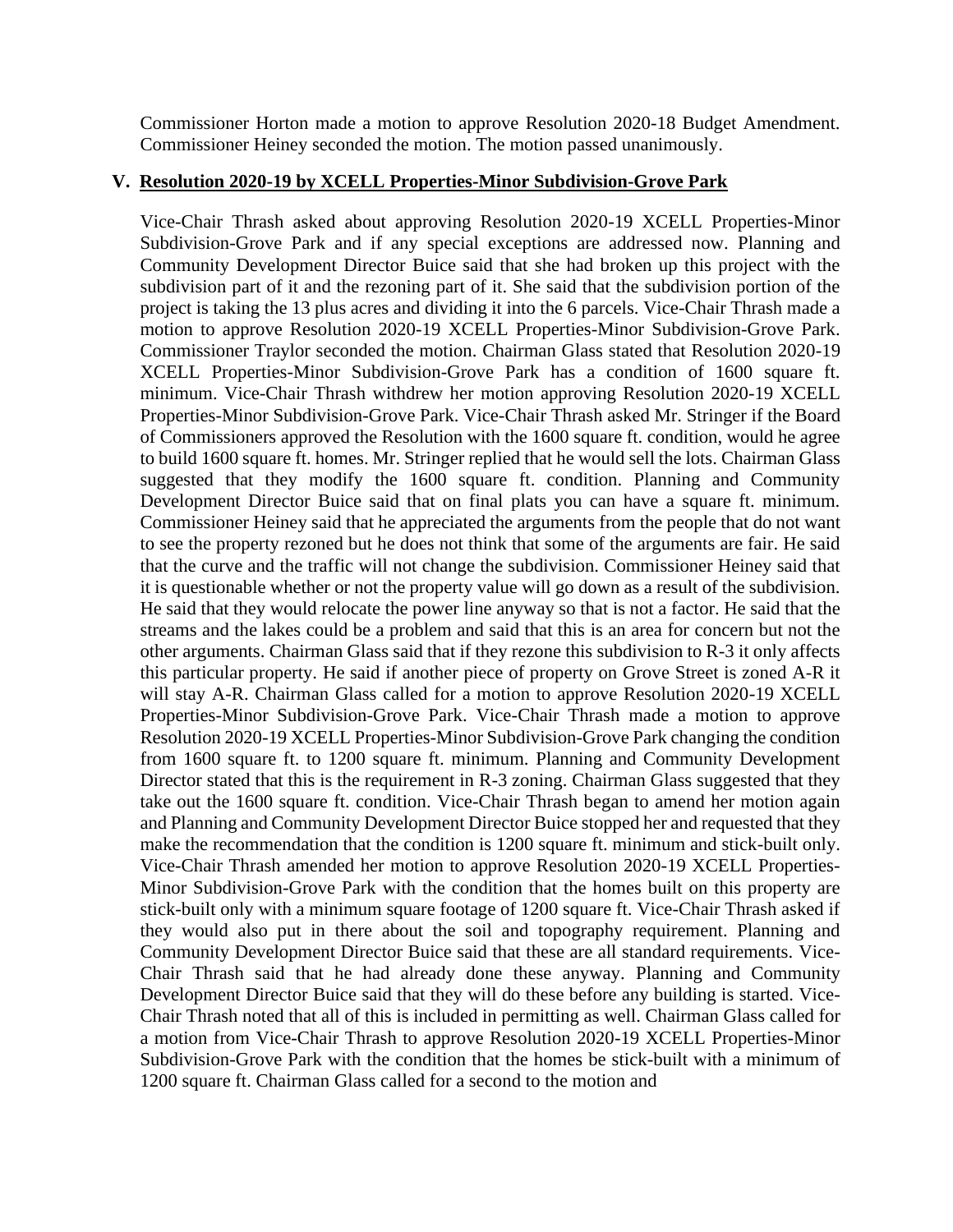Commissioner Horton made a motion to approve Resolution 2020-18 Budget Amendment. Commissioner Heiney seconded the motion. The motion passed unanimously.

## V. Resolution 2020-19 by XCELL Properties-Minor Subdivision-Grove Park

Vice-Chair Thrash asked about approving Resolution 2020-19 XCELL Properties-Minor Subdivision-Grove Park and if any special exceptions are addressed now. Planning and Community Development Director Buice said that she had broken up this project with the subdivision part of it and the rezoning part of it. She said that the subdivision portion of the project is taking the 13 plus acres and dividing it into the 6 parcels. Vice-Chair Thrash made a motion to approve Resolution 2020-19 XCELL Properties-Minor Subdivision-Grove Park. Commissioner Traylor seconded the motion. Chairman Glass stated that Resolution 2020-19 XCELL Properties-Minor Subdivision-Grove Park has a condition of 1600 square ft. minimum. Vice-Chair Thrash withdrew her motion approving Resolution 2020-19 XCELL Properties-Minor Subdivision-Grove Park. Vice-Chair Thrash asked Mr. Stringer if the Board of Commissioners approved the Resolution with the 1600 square ft. condition, would he agree to build 1600 square ft. homes. Mr. Stringer replied that he would sell the lots. Chairman Glass suggested that they modify the 1600 square ft. condition. Planning and Community Development Director Buice said that on final plats you can have a square ft. minimum. Commissioner Heiney said that he appreciated the arguments from the people that do not want to see the property rezoned but he does not think that some of the arguments are fair. He said that the curve and the traffic will not change the subdivision. Commissioner Heiney said that it is questionable whether or not the property value will go down as a result of the subdivision. He said that they would relocate the power line anyway so that is not a factor. He said that the streams and the lakes could be a problem and said that this is an area for concern but not the other arguments. Chairman Glass said that if they rezone this subdivision to R-3 it only affects this particular property. He said if another piece of property on Grove Street is zoned A-R it will stay A-R. Chairman Glass called for a motion to approve Resolution 2020-19 XCELL Properties-Minor Subdivision-Grove Park. Vice-Chair Thrash made a motion to approve Resolution 2020-19 XCELL Properties-Minor Subdivision-Grove Park changing the condition from 1600 square ft. to 1200 square ft. minimum. Planning and Community Development Director stated that this is the requirement in R-3 zoning. Chairman Glass suggested that they take out the 1600 square ft. condition. Vice-Chair Thrash began to amend her motion again and Planning and Community Development Director Buice stopped her and requested that they make the recommendation that the condition is 1200 square ft. minimum and stick-built only. Vice-Chair Thrash amended her motion to approve Resolution 2020-19 XCELL Properties-Minor Subdivision-Grove Park with the condition that the homes built on this property are stick-built only with a minimum square footage of 1200 square ft. Vice-Chair Thrash asked if they would also put in there about the soil and topography requirement. Planning and Community Development Director Buice said that these are all standard requirements. Vice-Chair Thrash said that he had already done these anyway. Planning and Community Development Director Buice said that they will do these before any building is started. Vice-Chair Thrash noted that all of this is included in permitting as well. Chairman Glass called for a motion from Vice-Chair Thrash to approve Resolution 2020-19 XCELL Properties-Minor Subdivision-Grove Park with the condition that the homes be stick-built with a minimum of 1200 square ft. Chairman Glass called for a second to the motion and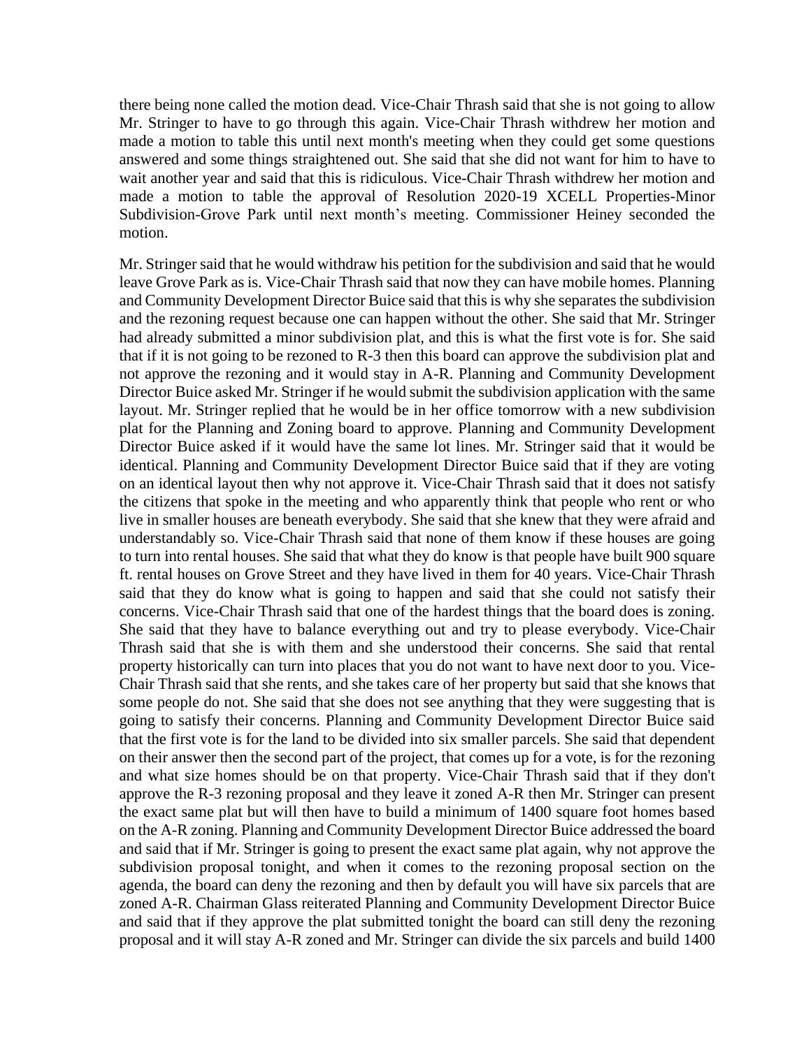there being none called the motion dead. Vice-Chair Thrash said that she is not going to allow Mr. Stringer to have to go through this again. Vice-Chair Thrash withdrew her motion and made a motion to table this until next month's meeting when they could get some questions answered and some things straightened out. She said that she did not want for him to have to wait another year and said that this is ridiculous. Vice-Chair Thrash withdrew her motion and made a motion to table the approval of Resolution 2020-19 XCELL Properties-Minor Subdivision-Grove Park until next month's meeting. Commissioner Heiney seconded the motion.

Mr. Stringer said that he would withdraw his petition for the subdivision and said that he would leave Grove Park as is. Vice-Chair Thrash said that now they can have mobile homes. Planning and Community Development Director Buice said that this is why she separates the subdivision and the rezoning request because one can happen without the other. She said that Mr. Stringer had already submitted a minor subdivision plat, and this is what the first vote is for. She said that if it is not going to be rezoned to R-3 then this board can approve the subdivision plat and not approve the rezoning and it would stay in A-R. Planning and Community Development Director Buice asked Mr. Stringer if he would submit the subdivision application with the same layout. Mr. Stringer replied that he would be in her office tomorrow with a new subdivision plat for the Planning and Zoning board to approve. Planning and Community Development Director Buice asked if it would have the same lot lines. Mr. Stringer said that it would be identical. Planning and Community Development Director Buice said that if they are voting on an identical layout then why not approve it. Vice-Chair Thrash said that it does not satisfy the citizens that spoke in the meeting and who apparently think that people who rent or who live in smaller houses are beneath everybody. She said that she knew that they were afraid and understandably so. Vice-Chair Thrash said that none of them know if these houses are going to turn into rental houses. She said that what they do know is that people have built 900 square ft. rental houses on Grove Street and they have lived in them for 40 years. Vice-Chair Thrash said that they do know what is going to happen and said that she could not satisfy their concerns. Vice-Chair Thrash said that one of the hardest things that the board does is zoning. She said that they have to balance everything out and try to please everybody. Vice-Chair Thrash said that she is with them and she understood their concerns. She said that rental property historically can turn into places that you do not want to have next door to you. Vice-Chair Thrash said that she rents, and she takes care of her property but said that she knows that some people do not. She said that she does not see anything that they were suggesting that is going to satisfy their concerns. Planning and Community Development Director Buice said that the first vote is for the land to be divided into six smaller parcels. She said that dependent on their answer then the second part of the project, that comes up for a vote, is for the rezoning and what size homes should be on that property. Vice-Chair Thrash said that if they don't approve the R-3 rezoning proposal and they leave it zoned A-R then Mr. Stringer can present the exact same plat but will then have to build a minimum of 1400 square foot homes based on the A-R zoning. Planning and Community Development Director Buice addressed the board and said that if Mr. Stringer is going to present the exact same plat again, why not approve the subdivision proposal tonight, and when it comes to the rezoning proposal section on the agenda, the board can deny the rezoning and then by default you will have six parcels that are zoned A-R. Chairman Glass reiterated Planning and Community Development Director Buice and said that if they approve the plat submitted tonight the board can still deny the rezoning proposal and it will stay A-R zoned and Mr. Stringer can divide the six parcels and build 1400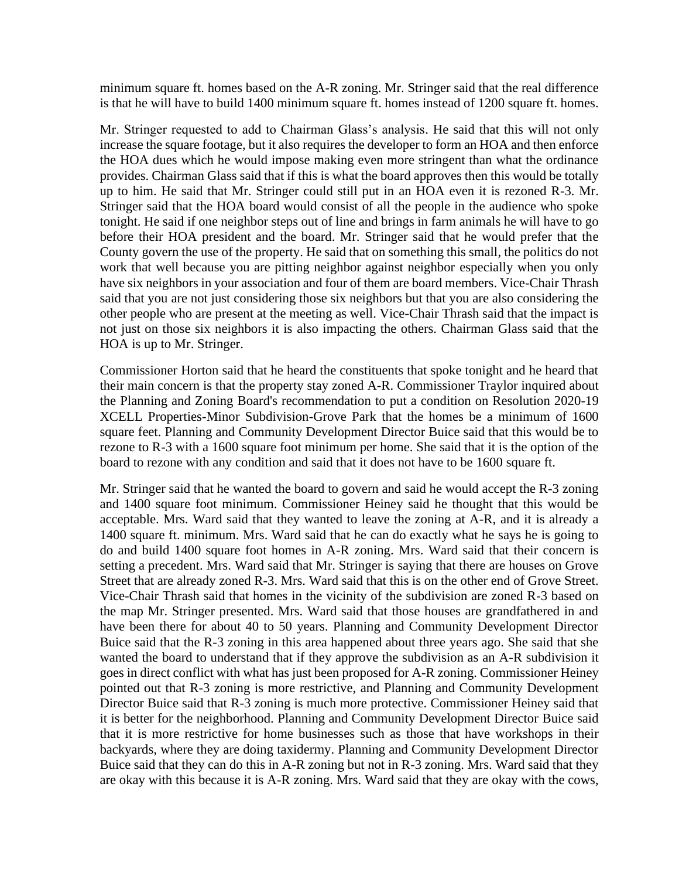minimum square ft. homes based on the A-R zoning. Mr. Stringer said that the real difference is that he will have to build 1400 minimum square ft. homes instead of 1200 square ft. homes.

Mr. Stringer requested to add to Chairman Glass's analysis. He said that this will not only increase the square footage, but it also requires the developer to form an HOA and then enforce the HOA dues which he would impose making even more stringent than what the ordinance provides. Chairman Glass said that if this is what the board approves then this would be totally up to him. He said that Mr. Stringer could still put in an HOA even it is rezoned R-3. Mr. Stringer said that the HOA board would consist of all the people in the audience who spoke tonight. He said if one neighbor steps out of line and brings in farm animals he will have to go before their HOA president and the board. Mr. Stringer said that he would prefer that the County govern the use of the property. He said that on something this small, the politics do not work that well because you are pitting neighbor against neighbor especially when you only have six neighbors in your association and four of them are board members. Vice-Chair Thrash said that you are not just considering those six neighbors but that you are also considering the other people who are present at the meeting as well. Vice-Chair Thrash said that the impact is not just on those six neighbors it is also impacting the others. Chairman Glass said that the HOA is up to Mr. Stringer.

Commissioner Horton said that he heard the constituents that spoke tonight and he heard that their main concern is that the property stay zoned A-R. Commissioner Traylor inquired about the Planning and Zoning Board's recommendation to put a condition on Resolution 2020-19 XCELL Properties-Minor Subdivision-Grove Park that the homes be a minimum of 1600 square feet. Planning and Community Development Director Buice said that this would be to rezone to R-3 with a 1600 square foot minimum per home. She said that it is the option of the board to rezone with any condition and said that it does not have to be 1600 square ft.

Mr. Stringer said that he wanted the board to govern and said he would accept the R-3 zoning and 1400 square foot minimum. Commissioner Heiney said he thought that this would be acceptable. Mrs. Ward said that they wanted to leave the zoning at A-R, and it is already a 1400 square ft. minimum. Mrs. Ward said that he can do exactly what he says he is going to do and build 1400 square foot homes in A-R zoning. Mrs. Ward said that their concern is setting a precedent. Mrs. Ward said that Mr. Stringer is saying that there are houses on Grove Street that are already zoned R-3. Mrs. Ward said that this is on the other end of Grove Street. Vice-Chair Thrash said that homes in the vicinity of the subdivision are zoned R-3 based on the map Mr. Stringer presented. Mrs. Ward said that those houses are grandfathered in and have been there for about 40 to 50 years. Planning and Community Development Director Buice said that the R-3 zoning in this area happened about three years ago. She said that she wanted the board to understand that if they approve the subdivision as an A-R subdivision it goes in direct conflict with what has just been proposed for A-R zoning. Commissioner Heiney pointed out that R-3 zoning is more restrictive, and Planning and Community Development Director Buice said that R-3 zoning is much more protective. Commissioner Heiney said that it is better for the neighborhood. Planning and Community Development Director Buice said that it is more restrictive for home businesses such as those that have workshops in their backyards, where they are doing taxidermy. Planning and Community Development Director Buice said that they can do this in A-R zoning but not in R-3 zoning. Mrs. Ward said that they are okay with this because it is A-R zoning. Mrs. Ward said that they are okay with the cows,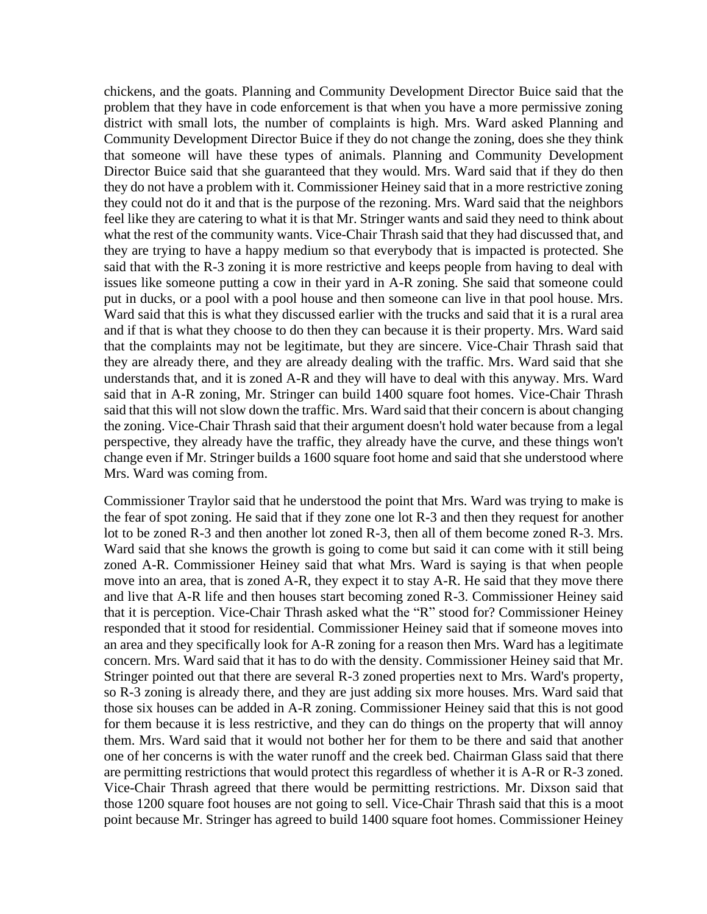chickens, and the goats. Planning and Community Development Director Buice said that the problem that they have in code enforcement is that when you have a more permissive zoning district with small lots, the number of complaints is high. Mrs. Ward asked Planning and Community Development Director Buice if they do not change the zoning, does she they think that someone will have these types of animals. Planning and Community Development Director Buice said that she guaranteed that they would. Mrs. Ward said that if they do then they do not have a problem with it. Commissioner Heiney said that in a more restrictive zoning they could not do it and that is the purpose of the rezoning. Mrs. Ward said that the neighbors feel like they are catering to what it is that Mr. Stringer wants and said they need to think about what the rest of the community wants. Vice-Chair Thrash said that they had discussed that, and they are trying to have a happy medium so that everybody that is impacted is protected. She said that with the R-3 zoning it is more restrictive and keeps people from having to deal with issues like someone putting a cow in their yard in A-R zoning. She said that someone could put in ducks, or a pool with a pool house and then someone can live in that pool house. Mrs. Ward said that this is what they discussed earlier with the trucks and said that it is a rural area and if that is what they choose to do then they can because it is their property. Mrs. Ward said that the complaints may not be legitimate, but they are sincere. Vice-Chair Thrash said that they are already there, and they are already dealing with the traffic. Mrs. Ward said that she understands that, and it is zoned A-R and they will have to deal with this anyway. Mrs. Ward said that in A-R zoning, Mr. Stringer can build 1400 square foot homes. Vice-Chair Thrash said that this will not slow down the traffic. Mrs. Ward said that their concern is about changing the zoning. Vice-Chair Thrash said that their argument doesn't hold water because from a legal perspective, they already have the traffic, they already have the curve, and these things won't change even if Mr. Stringer builds a 1600 square foot home and said that she understood where Mrs. Ward was coming from.

Commissioner Traylor said that he understood the point that Mrs. Ward was trying to make is the fear of spot zoning. He said that if they zone one lot R-3 and then they request for another lot to be zoned R-3 and then another lot zoned R-3, then all of them become zoned R-3. Mrs. Ward said that she knows the growth is going to come but said it can come with it still being zoned A-R. Commissioner Heiney said that what Mrs. Ward is saying is that when people move into an area, that is zoned A-R, they expect it to stay A-R. He said that they move there and live that A-R life and then houses start becoming zoned R-3. Commissioner Heiney said that it is perception. Vice-Chair Thrash asked what the "R" stood for? Commissioner Heiney responded that it stood for residential. Commissioner Heiney said that if someone moves into an area and they specifically look for A-R zoning for a reason then Mrs. Ward has a legitimate concern. Mrs. Ward said that it has to do with the density. Commissioner Heiney said that Mr. Stringer pointed out that there are several R-3 zoned properties next to Mrs. Ward's property, so R-3 zoning is already there, and they are just adding six more houses. Mrs. Ward said that those six houses can be added in A-R zoning. Commissioner Heiney said that this is not good for them because it is less restrictive, and they can do things on the property that will annoy them. Mrs. Ward said that it would not bother her for them to be there and said that another one of her concerns is with the water runoff and the creek bed. Chairman Glass said that there are permitting restrictions that would protect this regardless of whether it is A-R or R-3 zoned. Vice-Chair Thrash agreed that there would be permitting restrictions. Mr. Dixson said that those 1200 square foot houses are not going to sell. Vice-Chair Thrash said that this is a moot point because Mr. Stringer has agreed to build 1400 square foot homes. Commissioner Heiney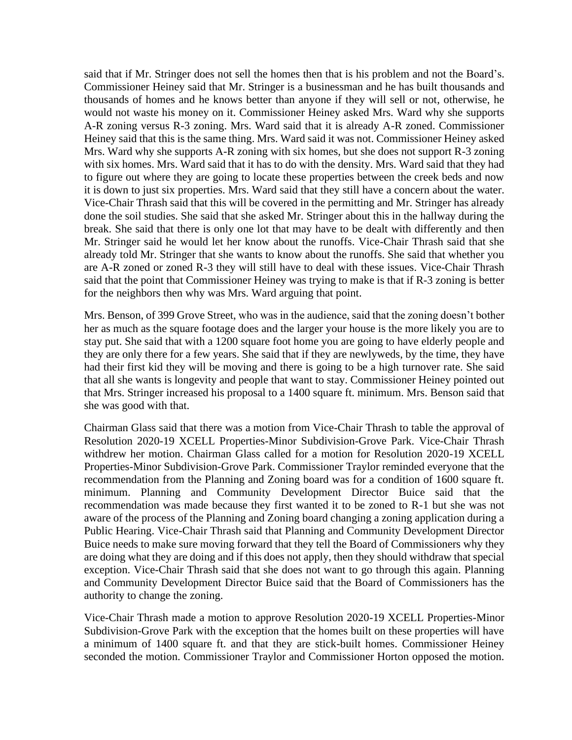said that if Mr. Stringer does not sell the homes then that is his problem and not the Board's. Commissioner Heiney said that Mr. Stringer is a businessman and he has built thousands and thousands of homes and he knows better than anyone if they will sell or not, otherwise, he would not waste his money on it. Commissioner Heiney asked Mrs. Ward why she supports A-R zoning versus R-3 zoning. Mrs. Ward said that it is already A-R zoned. Commissioner Heiney said that this is the same thing. Mrs. Ward said it was not. Commissioner Heiney asked Mrs. Ward why she supports A-R zoning with six homes, but she does not support R-3 zoning with six homes. Mrs. Ward said that it has to do with the density. Mrs. Ward said that they had to figure out where they are going to locate these properties between the creek beds and now it is down to just six properties. Mrs. Ward said that they still have a concern about the water. Vice-Chair Thrash said that this will be covered in the permitting and Mr. Stringer has already done the soil studies. She said that she asked Mr. Stringer about this in the hallway during the break. She said that there is only one lot that may have to be dealt with differently and then Mr. Stringer said he would let her know about the runoffs. Vice-Chair Thrash said that she already told Mr. Stringer that she wants to know about the runoffs. She said that whether you are A-R zoned or zoned R-3 they will still have to deal with these issues. Vice-Chair Thrash said that the point that Commissioner Heiney was trying to make is that if R-3 zoning is better for the neighbors then why was Mrs. Ward arguing that point.

Mrs. Benson, of 399 Grove Street, who was in the audience, said that the zoning doesn't bother her as much as the square footage does and the larger your house is the more likely you are to stay put. She said that with a 1200 square foot home you are going to have elderly people and they are only there for a few years. She said that if they are newlyweds, by the time, they have had their first kid they will be moving and there is going to be a high turnover rate. She said that all she wants is longevity and people that want to stay. Commissioner Heiney pointed out that Mrs. Stringer increased his proposal to a 1400 square ft. minimum. Mrs. Benson said that she was good with that.

Chairman Glass said that there was a motion from Vice-Chair Thrash to table the approval of Resolution 2020-19 XCELL Properties-Minor Subdivision-Grove Park. Vice-Chair Thrash withdrew her motion. Chairman Glass called for a motion for Resolution 2020-19 XCELL Properties-Minor Subdivision-Grove Park. Commissioner Traylor reminded everyone that the recommendation from the Planning and Zoning board was for a condition of 1600 square ft. minimum. Planning and Community Development Director Buice said that the recommendation was made because they first wanted it to be zoned to R-1 but she was not aware of the process of the Planning and Zoning board changing a zoning application during a Public Hearing. Vice-Chair Thrash said that Planning and Community Development Director Buice needs to make sure moving forward that they tell the Board of Commissioners why they are doing what they are doing and if this does not apply, then they should withdraw that special exception. Vice-Chair Thrash said that she does not want to go through this again. Planning and Community Development Director Buice said that the Board of Commissioners has the authority to change the zoning.

Vice-Chair Thrash made a motion to approve Resolution 2020-19 XCELL Properties-Minor Subdivision-Grove Park with the exception that the homes built on these properties will have a minimum of 1400 square ft. and that they are stick-built homes. Commissioner Heiney seconded the motion. Commissioner Traylor and Commissioner Horton opposed the motion.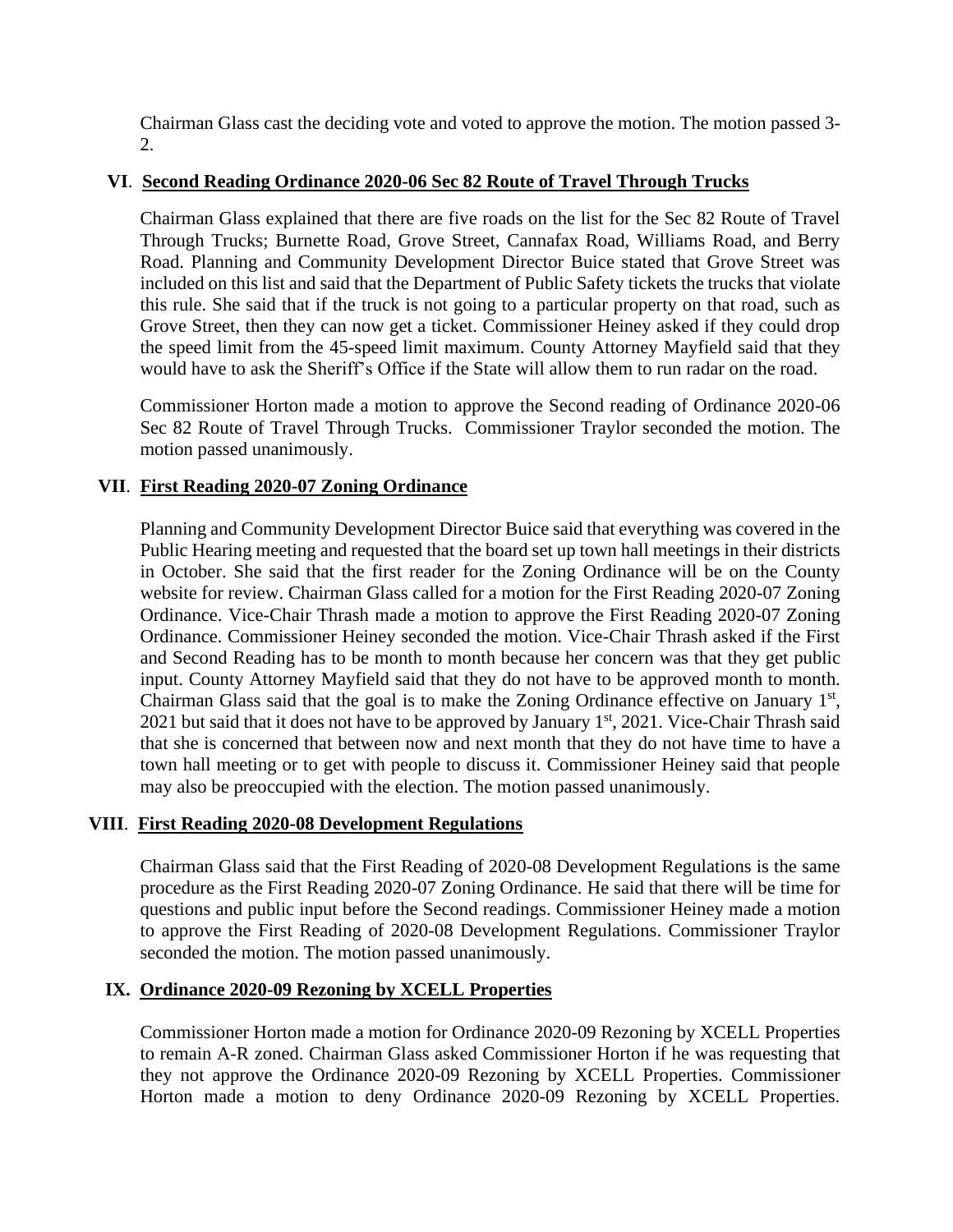Chairman Glass cast the deciding vote and voted to approve the motion. The motion passed 3-2.

## VI. Second Reading Ordinance 2020-06 Sec 82 Route of Travel Through Trucks

Chairman Glass explained that there are five roads on the list for the Sec 82 Route of Travel Through Trucks; Burnette Road, Grove Street, Cannafax Road, Williams Road, and Berry Road. Planning and Community Development Director Buice stated that Grove Street was included on this list and said that the Department of Public Safety tickets the trucks that violate this rule. She said that if the truck is not going to a particular property on that road, such as Grove Street, then they can now get a ticket. Commissioner Heiney asked if they could drop the speed limit from the 45-speed limit maximum. County Attorney Mayfield said that they would have to ask the Sheriff's Office if the State will allow them to run radar on the road.

Commissioner Horton made a motion to approve the Second reading of Ordinance 2020-06 Sec 82 Route of Travel Through Trucks. Commissioner Traylor seconded the motion. The motion passed unanimously.

## VII. First Reading 2020-07 Zoning Ordinance

Planning and Community Development Director Buice said that everything was covered in the Public Hearing meeting and requested that the board set up town hall meetings in their districts in October. She said that the first reader for the Zoning Ordinance will be on the County website for review. Chairman Glass called for a motion for the First Reading 2020-07 Zoning Ordinance. Vice-Chair Thrash made a motion to approve the First Reading 2020-07 Zoning Ordinance. Commissioner Heiney seconded the motion. Vice-Chair Thrash asked if the First and Second Reading has to be month to month because her concern was that they get public input. County Attorney Mayfield said that they do not have to be approved month to month. Chairman Glass said that the goal is to make the Zoning Ordinance effective on January 1st, 2021 but said that it does not have to be approved by January 1st, 2021. Vice-Chair Thrash said that she is concerned that between now and next month that they do not have time to have a town hall meeting or to get with people to discuss it. Commissioner Heiney said that people may also be preoccupied with the election. The motion passed unanimously.

## VIII. First Reading 2020-08 Development Regulations

Chairman Glass said that the First Reading of 2020-08 Development Regulations is the same procedure as the First Reading 2020-07 Zoning Ordinance. He said that there will be time for questions and public input before the Second readings. Commissioner Heiney made a motion to approve the First Reading of 2020-08 Development Regulations. Commissioner Traylor seconded the motion. The motion passed unanimously.

## IX. Ordinance 2020-09 Rezoning by XCELL Properties

Commissioner Horton made a motion for Ordinance 2020-09 Rezoning by XCELL Properties to remain A-R zoned. Chairman Glass asked Commissioner Horton if he was requesting that they not approve the Ordinance 2020-09 Rezoning by XCELL Properties. Commissioner Horton made a motion to deny Ordinance 2020-09 Rezoning by XCELL Properties.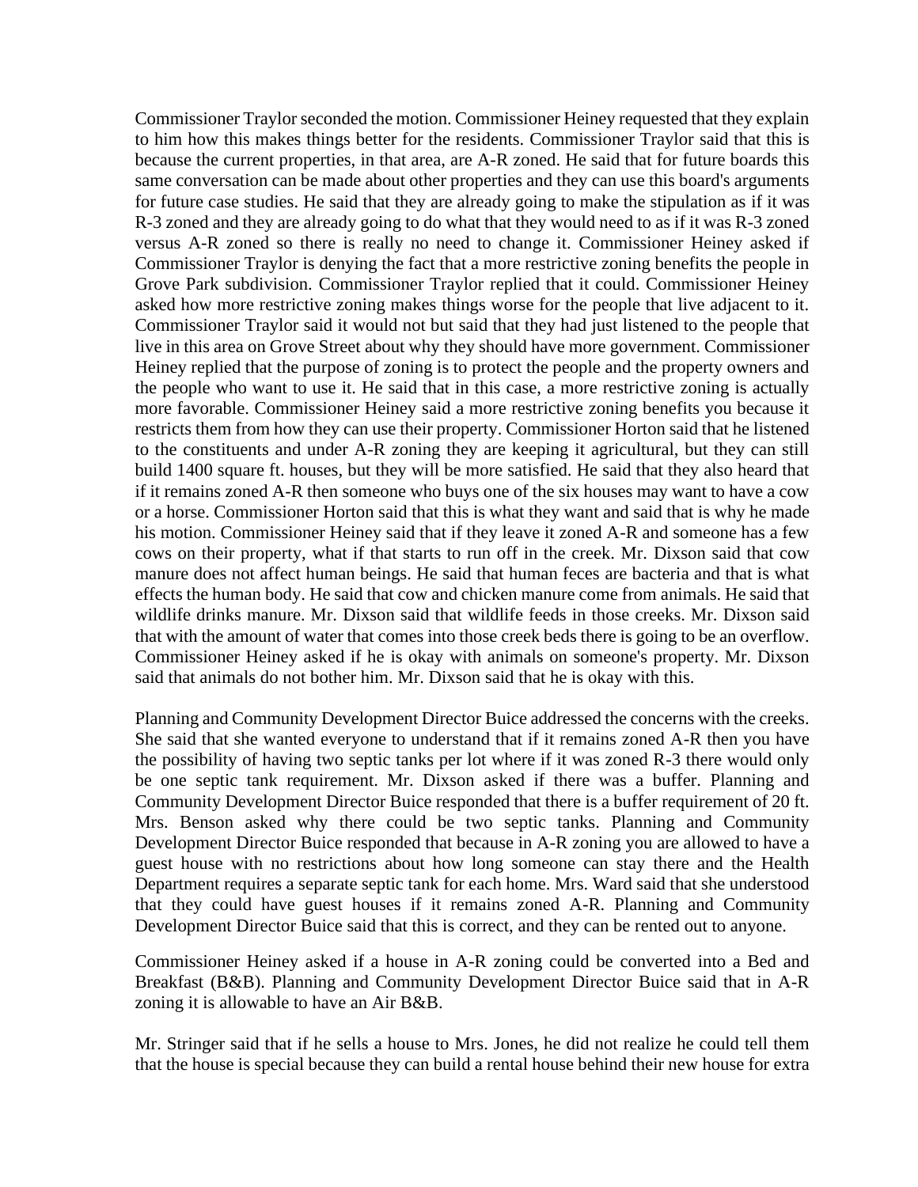Commissioner Traylor seconded the motion. Commissioner Heiney requested that they explain to him how this makes things better for the residents. Commissioner Traylor said that this is because the current properties, in that area, are A-R zoned. He said that for future boards this same conversation can be made about other properties and they can use this board's arguments for future case studies. He said that they are already going to make the stipulation as if it was R-3 zoned and they are already going to do what that they would need to as if it was R-3 zoned versus A-R zoned so there is really no need to change it. Commissioner Heiney asked if Commissioner Traylor is denying the fact that a more restrictive zoning benefits the people in Grove Park subdivision. Commissioner Traylor replied that it could. Commissioner Heiney asked how more restrictive zoning makes things worse for the people that live adjacent to it. Commissioner Traylor said it would not but said that they had just listened to the people that live in this area on Grove Street about why they should have more government. Commissioner Heiney replied that the purpose of zoning is to protect the people and the property owners and the people who want to use it. He said that in this case, a more restrictive zoning is actually more favorable. Commissioner Heiney said a more restrictive zoning benefits you because it restricts them from how they can use their property. Commissioner Horton said that he listened to the constituents and under A-R zoning they are keeping it agricultural, but they can still build 1400 square ft. houses, but they will be more satisfied. He said that they also heard that if it remains zoned A-R then someone who buys one of the six houses may want to have a cow or a horse. Commissioner Horton said that this is what they want and said that is why he made his motion. Commissioner Heiney said that if they leave it zoned A-R and someone has a few cows on their property, what if that starts to run off in the creek. Mr. Dixson said that cow manure does not affect human beings. He said that human feces are bacteria and that is what effects the human body. He said that cow and chicken manure come from animals. He said that wildlife drinks manure. Mr. Dixson said that wildlife feeds in those creeks. Mr. Dixson said that with the amount of water that comes into those creek beds there is going to be an overflow. Commissioner Heiney asked if he is okay with animals on someone's property. Mr. Dixson said that animals do not bother him. Mr. Dixson said that he is okay with this.

Planning and Community Development Director Buice addressed the concerns with the creeks. She said that she wanted everyone to understand that if it remains zoned A-R then you have the possibility of having two septic tanks per lot where if it was zoned R-3 there would only be one septic tank requirement. Mr. Dixson asked if there was a buffer. Planning and Community Development Director Buice responded that there is a buffer requirement of 20 ft. Mrs. Benson asked why there could be two septic tanks. Planning and Community Development Director Buice responded that because in A-R zoning you are allowed to have a guest house with no restrictions about how long someone can stay there and the Health Department requires a separate septic tank for each home. Mrs. Ward said that she understood that they could have guest houses if it remains zoned A-R. Planning and Community Development Director Buice said that this is correct, and they can be rented out to anyone.

Commissioner Heiney asked if a house in A-R zoning could be converted into a Bed and Breakfast (B&B). Planning and Community Development Director Buice said that in A-R zoning it is allowable to have an Air B&B.

Mr. Stringer said that if he sells a house to Mrs. Jones, he did not realize he could tell them that the house is special because they can build a rental house behind their new house for extra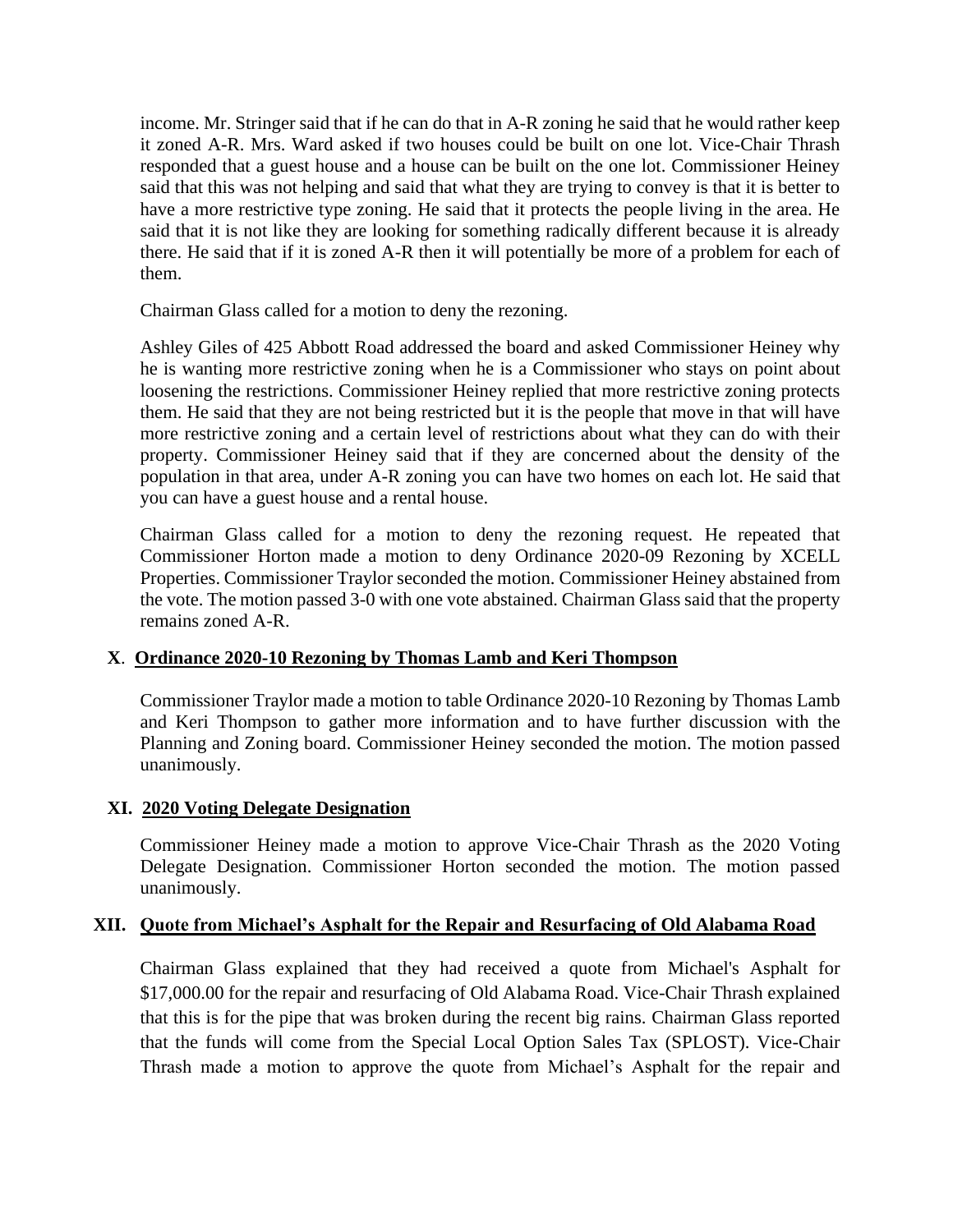income. Mr. Stringer said that if he can do that in A-R zoning he said that he would rather keep it zoned A-R. Mrs. Ward asked if two houses could be built on one lot. Vice-Chair Thrash responded that a guest house and a house can be built on the one lot. Commissioner Heiney said that this was not helping and said that what they are trying to convey is that it is better to have a more restrictive type zoning. He said that it protects the people living in the area. He said that it is not like they are looking for something radically different because it is already there. He said that if it is zoned A-R then it will potentially be more of a problem for each of them.

Chairman Glass called for a motion to deny the rezoning.

Ashley Giles of 425 Abbott Road addressed the board and asked Commissioner Heiney why he is wanting more restrictive zoning when he is a Commissioner who stays on point about loosening the restrictions. Commissioner Heiney replied that more restrictive zoning protects them. He said that they are not being restricted but it is the people that move in that will have more restrictive zoning and a certain level of restrictions about what they can do with their property. Commissioner Heiney said that if they are concerned about the density of the population in that area, under A-R zoning you can have two homes on each lot. He said that you can have a guest house and a rental house.

Chairman Glass called for a motion to deny the rezoning request. He repeated that Commissioner Horton made a motion to deny Ordinance 2020-09 Rezoning by XCELL Properties. Commissioner Traylor seconded the motion. Commissioner Heiney abstained from the vote. The motion passed 3-0 with one vote abstained. Chairman Glass said that the property remains zoned A-R.

## X. Ordinance 2020-10 Rezoning by Thomas Lamb and Keri Thompson

Commissioner Traylor made a motion to table Ordinance 2020-10 Rezoning by Thomas Lamb and Keri Thompson to gather more information and to have further discussion with the Planning and Zoning board. Commissioner Heiney seconded the motion. The motion passed unanimously.

## XI. 2020 Voting Delegate Designation

Commissioner Heiney made a motion to approve Vice-Chair Thrash as the 2020 Voting Delegate Designation. Commissioner Horton seconded the motion. The motion passed unanimously.

## XII. Quote from Michael's Asphalt for the Repair and Resurfacing of Old Alabama Road

Chairman Glass explained that they had received a quote from Michael's Asphalt for $17,000.00 for the repair and resurfacing of Old Alabama Road. Vice-Chair Thrash explained that this is for the pipe that was broken during the recent big rains. Chairman Glass reported that the funds will come from the Special Local Option Sales Tax (SPLOST). Vice-Chair Thrash made a motion to approve the quote from Michael's Asphalt for the repair and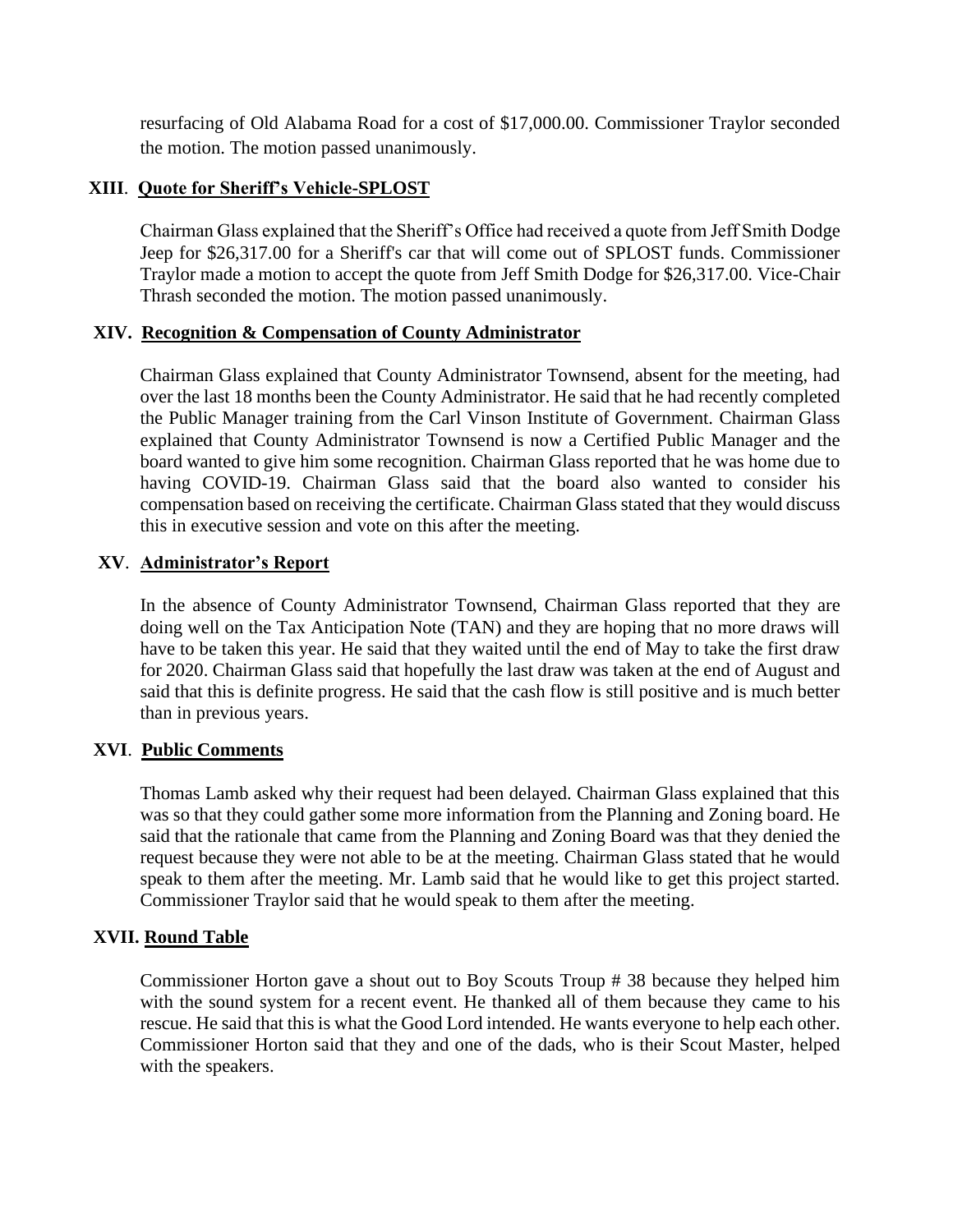resurfacing of Old Alabama Road for a cost of $17,000.00. Commissioner Traylor seconded the motion. The motion passed unanimously.

## XIII. Quote for Sheriff's Vehicle-SPLOST

Chairman Glass explained that the Sheriff's Office had received a quote from Jeff Smith Dodge Jeep for $26,317.00 for a Sheriff's car that will come out of SPLOST funds. Commissioner Traylor made a motion to accept the quote from Jeff Smith Dodge for $26,317.00. Vice-Chair Thrash seconded the motion. The motion passed unanimously.

## XIV. Recognition & Compensation of County Administrator

Chairman Glass explained that County Administrator Townsend, absent for the meeting, had over the last 18 months been the County Administrator. He said that he had recently completed the Public Manager training from the Carl Vinson Institute of Government. Chairman Glass explained that County Administrator Townsend is now a Certified Public Manager and the board wanted to give him some recognition. Chairman Glass reported that he was home due to having COVID-19. Chairman Glass said that the board also wanted to consider his compensation based on receiving the certificate. Chairman Glass stated that they would discuss this in executive session and vote on this after the meeting.

## XV. Administrator's Report

In the absence of County Administrator Townsend, Chairman Glass reported that they are doing well on the Tax Anticipation Note (TAN) and they are hoping that no more draws will have to be taken this year. He said that they waited until the end of May to take the first draw for 2020. Chairman Glass said that hopefully the last draw was taken at the end of August and said that this is definite progress. He said that the cash flow is still positive and is much better than in previous years.

## XVI. Public Comments

Thomas Lamb asked why their request had been delayed. Chairman Glass explained that this was so that they could gather some more information from the Planning and Zoning board. He said that the rationale that came from the Planning and Zoning Board was that they denied the request because they were not able to be at the meeting. Chairman Glass stated that he would speak to them after the meeting. Mr. Lamb said that he would like to get this project started. Commissioner Traylor said that he would speak to them after the meeting.

## XVII. Round Table

Commissioner Horton gave a shout out to Boy Scouts Troup # 38 because they helped him with the sound system for a recent event. He thanked all of them because they came to his rescue. He said that this is what the Good Lord intended. He wants everyone to help each other. Commissioner Horton said that they and one of the dads, who is their Scout Master, helped with the speakers.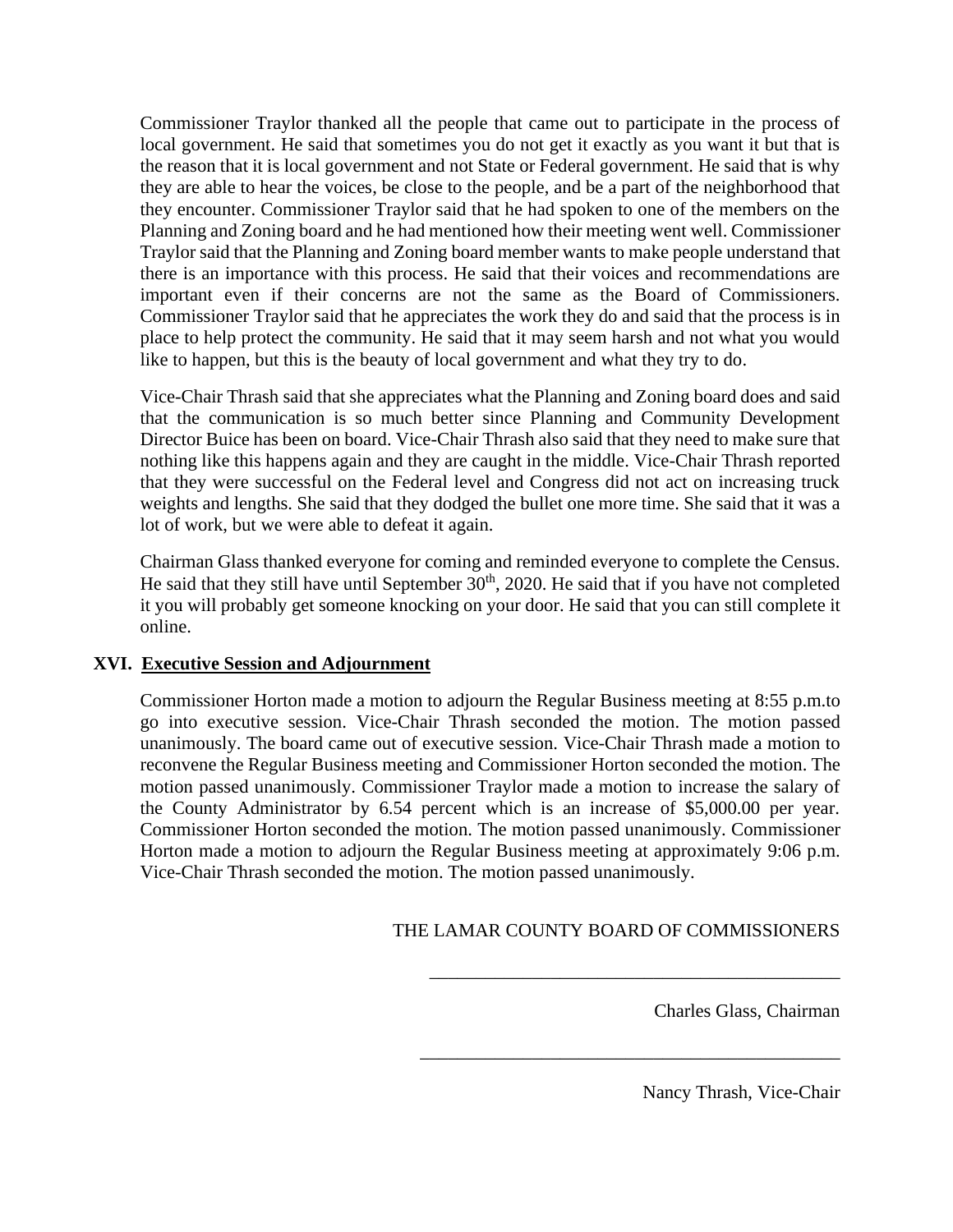Commissioner Traylor thanked all the people that came out to participate in the process of local government. He said that sometimes you do not get it exactly as you want it but that is the reason that it is local government and not State or Federal government. He said that is why they are able to hear the voices, be close to the people, and be a part of the neighborhood that they encounter. Commissioner Traylor said that he had spoken to one of the members on the Planning and Zoning board and he had mentioned how their meeting went well. Commissioner Traylor said that the Planning and Zoning board member wants to make people understand that there is an importance with this process. He said that their voices and recommendations are important even if their concerns are not the same as the Board of Commissioners. Commissioner Traylor said that he appreciates the work they do and said that the process is in place to help protect the community. He said that it may seem harsh and not what you would like to happen, but this is the beauty of local government and what they try to do.

Vice-Chair Thrash said that she appreciates what the Planning and Zoning board does and said that the communication is so much better since Planning and Community Development Director Buice has been on board. Vice-Chair Thrash also said that they need to make sure that nothing like this happens again and they are caught in the middle. Vice-Chair Thrash reported that they were successful on the Federal level and Congress did not act on increasing truck weights and lengths. She said that they dodged the bullet one more time. She said that it was a lot of work, but we were able to defeat it again.

Chairman Glass thanked everyone for coming and reminded everyone to complete the Census. He said that they still have until September 30th, 2020. He said that if you have not completed it you will probably get someone knocking on your door. He said that you can still complete it online.

## XVI. Executive Session and Adjournment

Commissioner Horton made a motion to adjourn the Regular Business meeting at 8:55 p.m.to go into executive session. Vice-Chair Thrash seconded the motion. The motion passed unanimously. The board came out of executive session. Vice-Chair Thrash made a motion to reconvene the Regular Business meeting and Commissioner Horton seconded the motion. The motion passed unanimously. Commissioner Traylor made a motion to increase the salary of the County Administrator by 6.54 percent which is an increase of $5,000.00 per year. Commissioner Horton seconded the motion. The motion passed unanimously. Commissioner Horton made a motion to adjourn the Regular Business meeting at approximately 9:06 p.m. Vice-Chair Thrash seconded the motion. The motion passed unanimously.

THE LAMAR COUNTY BOARD OF COMMISSIONERS

_____________________________________________

Charles Glass, Chairman

_____________________________________________

Nancy Thrash, Vice-Chair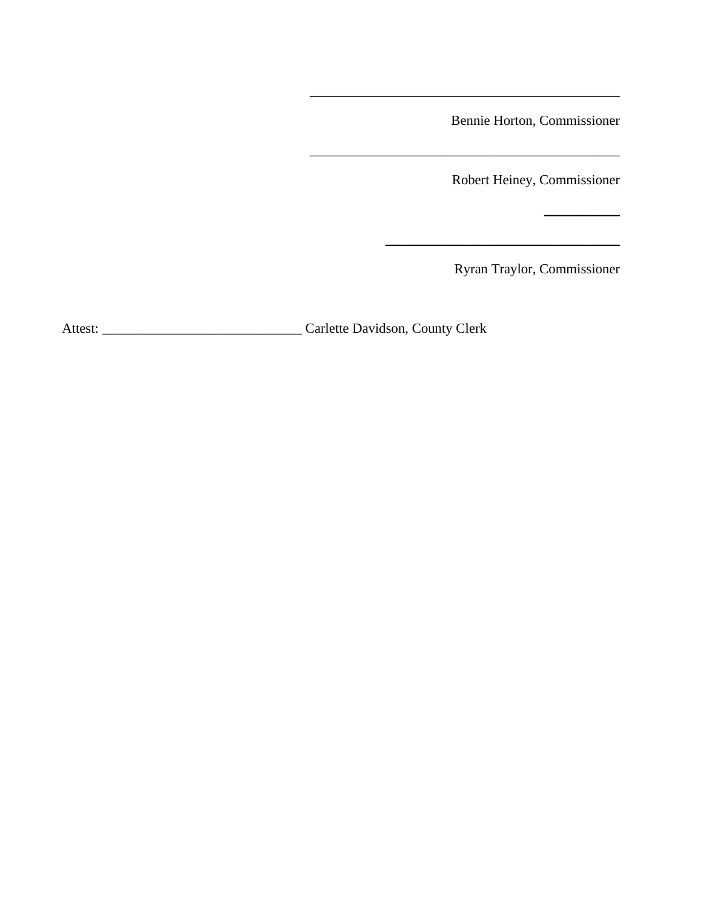\_\_\_\_\_\_\_\_\_\_\_\_\_\_\_\_\_\_\_\_\_\_\_\_\_\_\_\_\_\_\_\_\_\_\_\_\_\_\_\_\_\_\_\_

Bennie Horton, Commissioner

\_\_\_\_\_\_\_\_\_\_\_\_\_\_\_\_\_\_\_\_\_\_\_\_\_\_\_\_\_\_\_\_\_\_\_\_\_\_\_\_\_\_\_\_

Robert Heiney, Commissioner

\_\_\_\_\_\_\_\_\_\_\_\_\_\_\_\_\_\_\_\_\_\_\_\_\_\_\_\_\_\_\_\_\_\_

Ryran Traylor, Commissioner

Attest: \_\_\_\_\_\_\_\_\_\_\_\_\_\_\_\_\_\_\_\_\_\_\_\_\_\_\_\_\_\_ Carlette Davidson, County Clerk